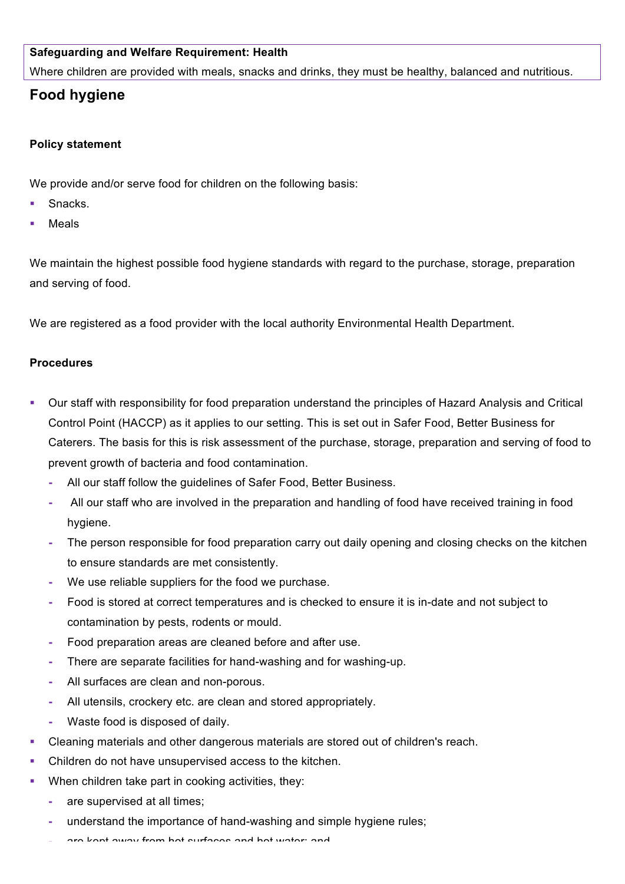**Safeguarding and Welfare Requirement: Health**

Where children are provided with meals, snacks and drinks, they must be healthy, balanced and nutritious.

## Food hygiene

**Policy statement**

We provide and/or serve food for children on the following basis:

- Snacks.
- Meals

We maintain the highest possible food hygiene standards with regard to the purchase, storage, preparation and serving of food.

We are registered as a food provider with the local authority Environmental Health Department.

**Procedures**

- Our staff with responsibility for food preparation understand the principles of Hazard Analysis and Critical Control Point (HACCP) as it applies to our setting. This is set out in Safer Food, Better Business for Caterers. The basis for this is risk assessment of the purchase, storage, preparation and serving of food to prevent growth of bacteria and food contamination.
  - All our staff follow the guidelines of Safer Food, Better Business.
  - All our staff who are involved in the preparation and handling of food have received training in food hygiene.
  - The person responsible for food preparation carry out daily opening and closing checks on the kitchen to ensure standards are met consistently.
  - We use reliable suppliers for the food we purchase.
  - Food is stored at correct temperatures and is checked to ensure it is in-date and not subject to contamination by pests, rodents or mould.
  - Food preparation areas are cleaned before and after use.
  - There are separate facilities for hand-washing and for washing-up.
  - All surfaces are clean and non-porous.
  - All utensils, crockery etc. are clean and stored appropriately.
  - Waste food is disposed of daily.
- Cleaning materials and other dangerous materials are stored out of children's reach.
- Children do not have unsupervised access to the kitchen.
- When children take part in cooking activities, they:
  - are supervised at all times;
  - understand the importance of hand-washing and simple hygiene rules;
  - are kept away from hot surfaces and hot water; and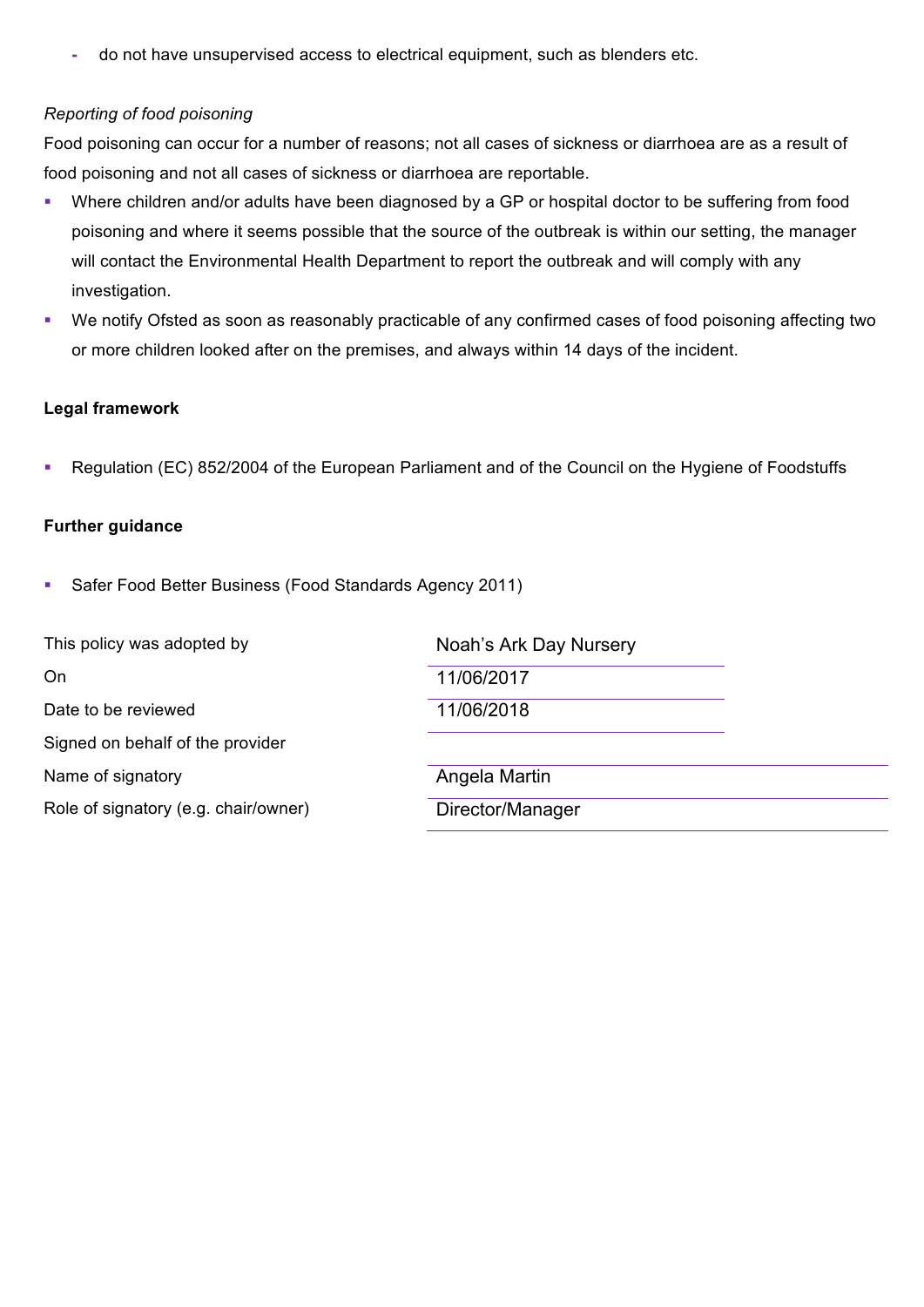- do not have unsupervised access to electrical equipment, such as blenders etc.

*Reporting of food poisoning*

Food poisoning can occur for a number of reasons; not all cases of sickness or diarrhoea are as a result of food poisoning and not all cases of sickness or diarrhoea are reportable.

- Where children and/or adults have been diagnosed by a GP or hospital doctor to be suffering from food poisoning and where it seems possible that the source of the outbreak is within our setting, the manager will contact the Environmental Health Department to report the outbreak and will comply with any investigation.
- We notify Ofsted as soon as reasonably practicable of any confirmed cases of food poisoning affecting two or more children looked after on the premises, and always within 14 days of the incident.

**Legal framework**

- Regulation (EC) 852/2004 of the European Parliament and of the Council on the Hygiene of Foodstuffs

**Further guidance**

- Safer Food Better Business (Food Standards Agency 2011)

| | |
|---|---|
| This policy was adopted by | Noah's Ark Day Nursery |
| On | 11/06/2017 |
| Date to be reviewed | 11/06/2018 |
| Signed on behalf of the provider | |
| Name of signatory | Angela Martin |
| Role of signatory (e.g. chair/owner) | Director/Manager |